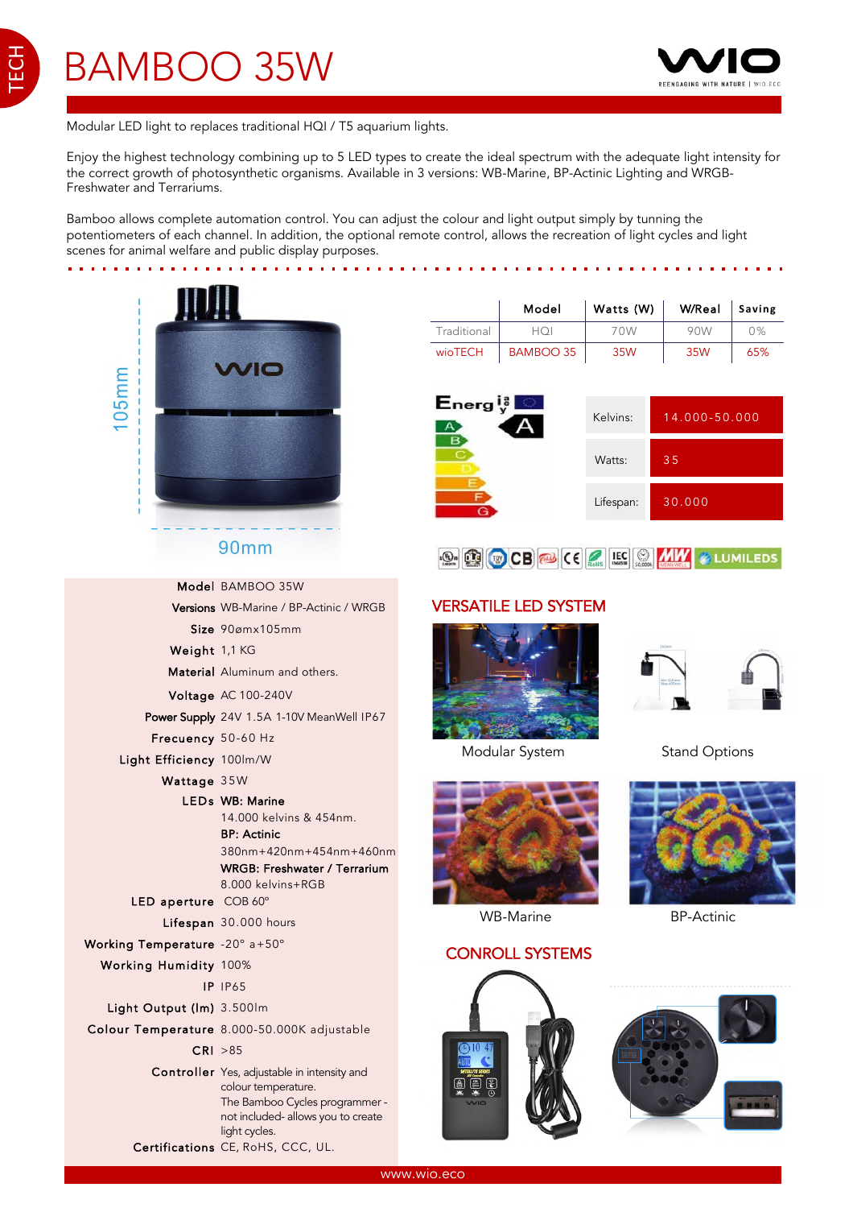# BAMBOO 35W

Modular LED light to replaces traditional HQI / T5 aquarium lights.

Enjoy the highest technology combining up to 5 LED types to create the ideal spectrum with the adequate light intensity for the correct growth of photosynthetic organisms. Available in 3 versions: WB-Marine, BP-Actinic Lighting and WRGB-Freshwater and Terrariums.

Bamboo allows complete automation control. You can adjust the colour and light output simply by tunning the potentiometers of each channel. In addition, the optional remote control, allows the recreation of light cycles and light scenes for animal welfare and public display purposes.

105mm

90mm

| | Model | Watts (W) | W/Real | Saving |
|---|---|---|---|---|
| Traditional | HQI | 70W | 90W | 0% |
| wioTECH | BAMBOO 35 | 35W | 35W | 65% |

Energy A

| | |
|---|---|
| Kelvins: | 14.000-50.000 |
| Watts: | 35 |
| Lifespan: | 30.000 |

| | |
|---|---|
| **Model** | BAMBOO 35W |
| **Versions** | WB-Marine / BP-Actinic / WRGB |
| **Size** | 90ømx105mm |
| **Weight** | 1,1 KG |
| **Material** | Aluminum and others. |
| **Voltage** | AC 100-240V |
| **Power Supply** | 24V 1.5A 1-10V MeanWell IP67 |
| **Frecuency** | 50-60 Hz |
| **Light Efficiency** | 100lm/W |
| **Wattage** | 35W |
| **LEDs** | **WB: Marine** 14.000 kelvins & 454nm. **BP: Actinic** 380nm+420nm+454nm+460nm **WRGB: Freshwater / Terrarium** 8.000 kelvins+RGB |
| **LED aperture** | COB 60° |
| **Lifespan** | 30.000 hours |
| **Working Temperature** | -20° a+50° |
| **Working Humidity** | 100% |
| **IP** | IP65 |
| **Light Output (lm)** | 3.500lm |
| **Colour Temperature** | 8.000-50.000K adjustable |
| **CRI** | >85 |
| **Controller** | Yes, adjustable in intensity and colour temperature. The Bamboo Cycles programmer - not included- allows you to create light cycles. |
| **Certifications** | CE, RoHS, CCC, UL. |

## VERSATILE LED SYSTEM

Modular System

Stand Options

WB-Marine

BP-Actinic

## CONROLL SYSTEMS

www.wio.eco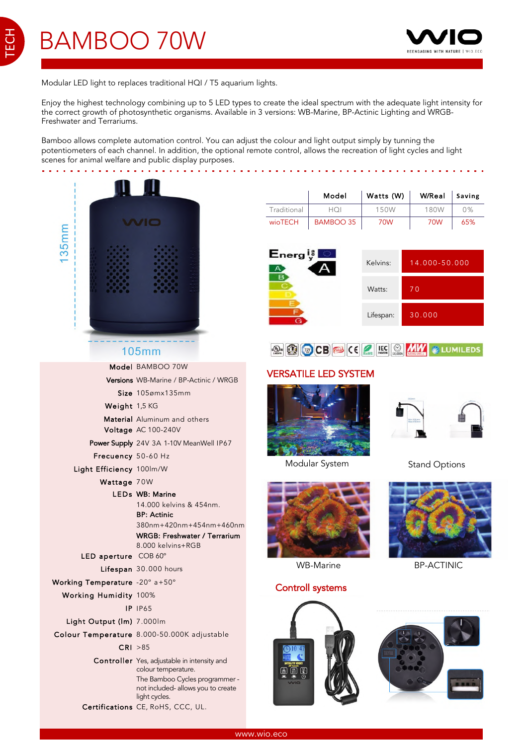# BAMBOO 70W

Modular LED light to replaces traditional HQI / T5 aquarium lights.

Enjoy the highest technology combining up to 5 LED types to create the ideal spectrum with the adequate light intensity for the correct growth of photosynthetic organisms. Available in 3 versions: WB-Marine, BP-Actinic Lighting and WRGB-Freshwater and Terrariums.

Bamboo allows complete automation control. You can adjust the colour and light output simply by tunning the potentiometers of each channel. In addition, the optional remote control, allows the recreation of light cycles and light scenes for animal welfare and public display purposes.

135mm

105mm

| | Model | Watts (W) | W/Real | Saving |
|---|---|---|---|---|
| Traditional | HQI | 150W | 180W | 0% |
| wioTECH | BAMBOO 35 | 70W | 70W | 65% |

Energy A

| | |
|---|---|
| Kelvins: | 14.000-50.000 |
| Watts: | 70 |
| Lifespan: | 30.000 |

| | |
|---|---|
| **Model** | BAMBOO 70W |
| **Versions** | WB-Marine / BP-Actinic / WRGB |
| **Size** | 105ømx135mm |
| **Weight** | 1,5 KG |
| **Material** | Aluminum and others |
| **Voltage** | AC 100-240V |
| **Power Supply** | 24V 3A 1-10V MeanWell IP67 |
| **Frecuency** | 50-60 Hz |
| **Light Efficiency** | 100lm/W |
| **Wattage** | 70W |
| **LEDs** | **WB: Marine** 14.000 kelvins & 454nm. **BP: Actinic** 380nm+420nm+454nm+460nm **WRGB: Freshwater / Terrarium** 8.000 kelvins+RGB |
| **LED aperture** | COB 60° |
| **Lifespan** | 30.000 hours |
| **Working Temperature** | -20° a+50° |
| **Working Humidity** | 100% |
| **IP** | IP65 |
| **Light Output (lm)** | 7.000lm |
| **Colour Temperature** | 8.000-50.000K adjustable |
| **CRI** | >85 |
| **Controller** | Yes, adjustable in intensity and colour temperature. The Bamboo Cycles programmer - not included- allows you to create light cycles. |
| **Certifications** | CE, RoHS, CCC, UL. |

## VERSATILE LED SYSTEM

Modular System

Stand Options

WB-Marine

BP-ACTINIC

## Controll systems

www.wio.eco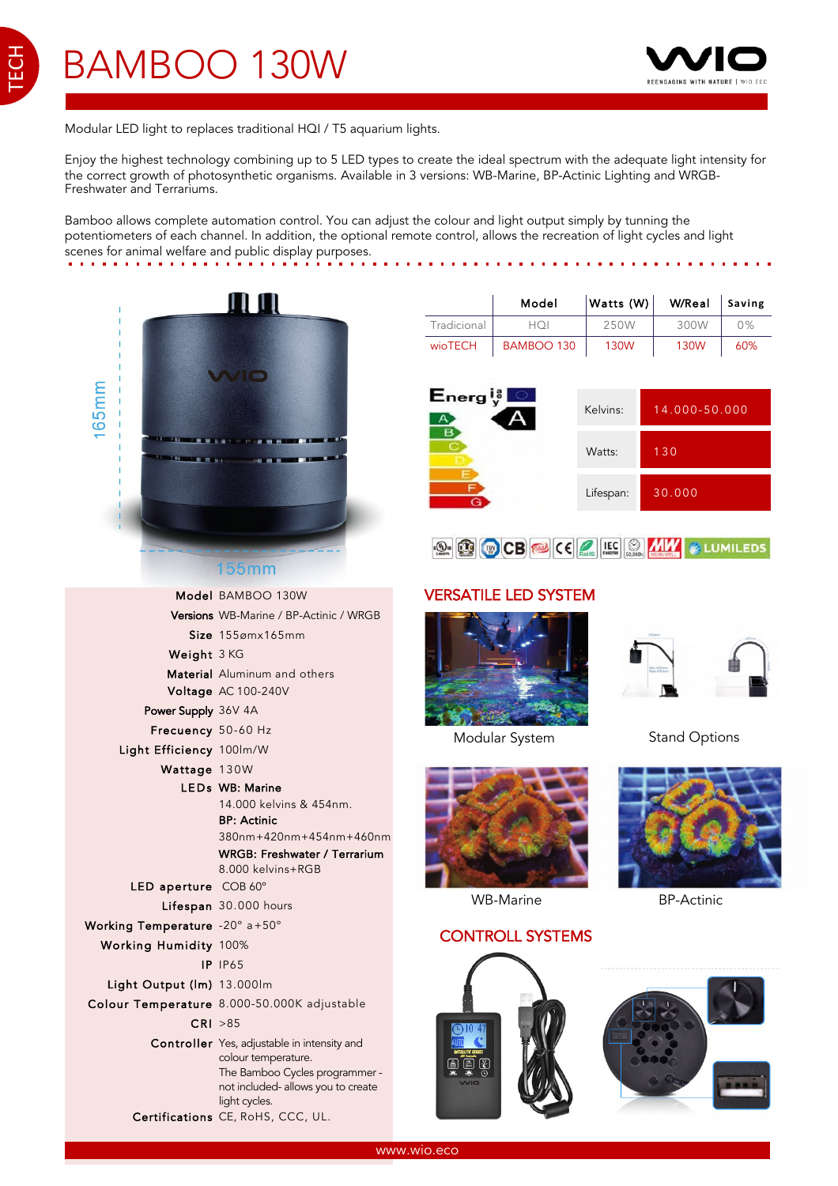# BAMBOO 130W

Modular LED light to replaces traditional HQI / T5 aquarium lights.

Enjoy the highest technology combining up to 5 LED types to create the ideal spectrum with the adequate light intensity for the correct growth of photosynthetic organisms. Available in 3 versions: WB-Marine, BP-Actinic Lighting and WRGB-Freshwater and Terrariums.

Bamboo allows complete automation control. You can adjust the colour and light output simply by tunning the potentiometers of each channel. In addition, the optional remote control, allows the recreation of light cycles and light scenes for animal welfare and public display purposes.

| | Model | Watts (W) | W/Real | Saving |
|---|---|---|---|---|
| Tradicional | HQI | 250W | 300W | 0% |
| wioTECH | BAMBOO 130 | 130W | 130W | 60% |

| | |
|---|---|
| Kelvins: | 14.000-50.000 |
| Watts: | 130 |
| Lifespan: | 30.000 |

165mm

155mm

| | |
|---|---|
| **Model** | BAMBOO 130W |
| **Versions** | WB-Marine / BP-Actinic / WRGB |
| **Size** | 155ømx165mm |
| **Weight** | 3 KG |
| **Material** | Aluminum and others |
| **Voltage** | AC 100-240V |
| **Power Supply** | 36V 4A |
| **Frecuency** | 50-60 Hz |
| **Light Efficiency** | 100lm/W |
| **Wattage** | 130W |
| **LEDs** | **WB: Marine** 14.000 kelvins & 454nm. **BP: Actinic** 380nm+420nm+454nm+460nm **WRGB: Freshwater / Terrarium** 8.000 kelvins+RGB |
| **LED aperture** | COB 60º |
| **Lifespan** | 30.000 hours |
| **Working Temperature** | -20º a +50º |
| **Working Humidity** | 100% |
| **IP** | IP65 |
| **Light Output (lm)** | 13.000lm |
| **Colour Temperature** | 8.000-50.000K adjustable |
| **CRI** | >85 |
| **Controller** | Yes, adjustable in intensity and colour temperature. The Bamboo Cycles programmer - not included- allows you to create light cycles. |
| **Certifications** | CE, RoHS, CCC, UL. |

## VERSATILE LED SYSTEM

Modular System

Stand Options

WB-Marine

BP-Actinic

## CONTROLL SYSTEMS

www.wio.eco